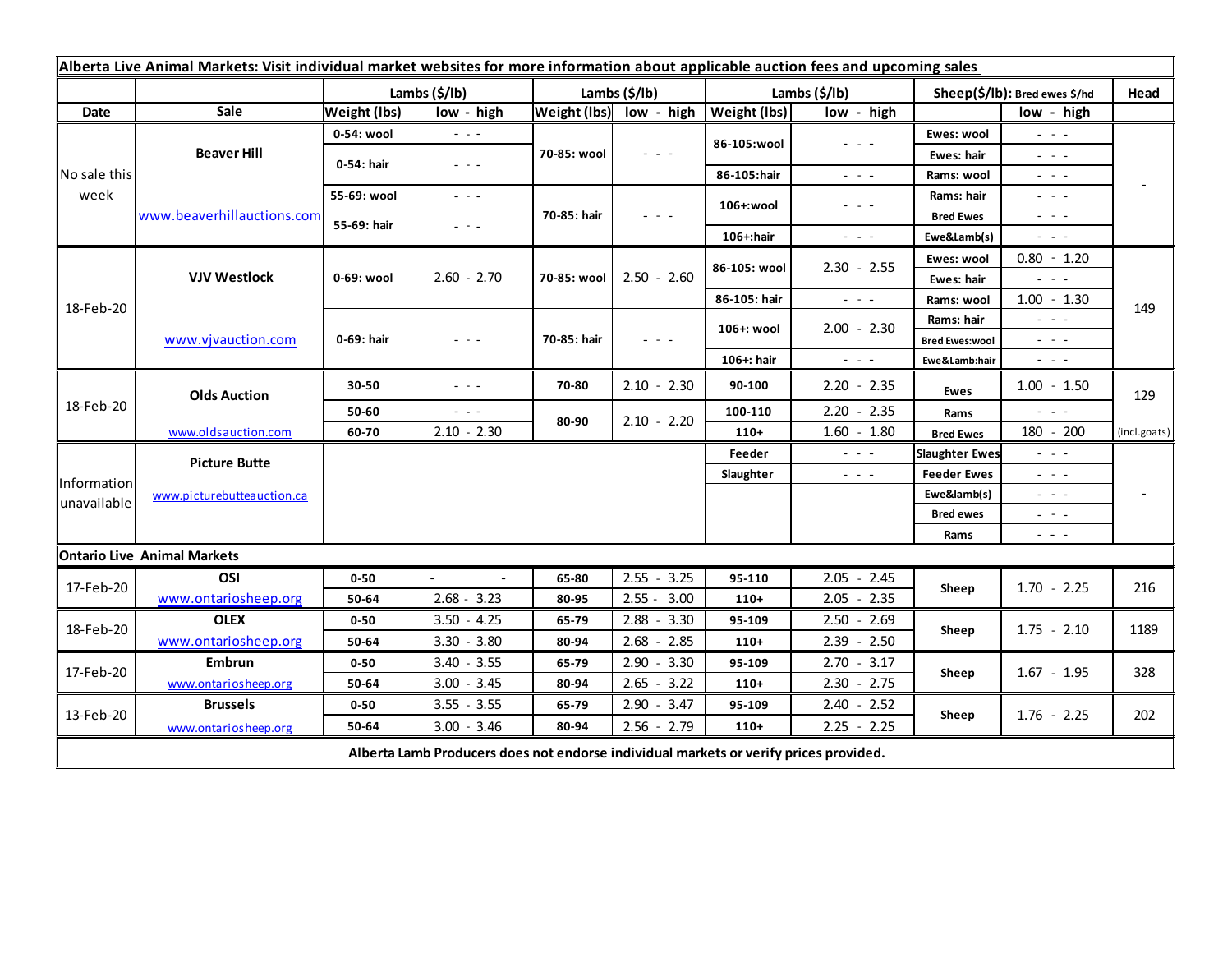| Alberta Live Animal Markets: Visit individual market websites for more information about applicable auction fees and upcoming sales | | | | | | | | | | | |
|---|---|---|---|---|---|---|---|---|---|---|---|
| | | Lambs ($/lb) | | Lambs ($/lb) | | Lambs ($/lb) | | Sheep($/lb): Bred ewes $/hd | | Head |
| Date | Sale | Weight (lbs) | low - high | Weight (lbs) | low - high | Weight (lbs) | low - high | | low - high | |
| No sale this week | Beaver Hill www.beaverhillauctions.com | 0-54: wool | - - - | 70-85: wool | - - - | 86-105:wool | - - - | Ewes: wool | - - - | - |
| | | 0-54: hair | - - - | | | | | Ewes: hair | - - - | |
| | | | | | | 86-105:hair | - - - | Rams: wool | - - - | |
| | | 55-69: wool | - - - | 70-85: hair | - - - | 106+:wool | - - - | Rams: hair | - - - | |
| | | 55-69: hair | - - - | | | | | Bred Ewes | - - - | |
| | | | | | | 106+:hair | - - - | Ewe&Lamb(s) | - - - | |
| 18-Feb-20 | VJV Westlock www.vjvauction.com | 0-69: wool | 2.60 - 2.70 | 70-85: wool | 2.50 - 2.60 | 86-105: wool | 2.30 - 2.55 | Ewes: wool | 0.80 - 1.20 | 149 |
| | | | | | | | | Ewes: hair | - - - | |
| | | | | | | 86-105: hair | - - - | Rams: wool | 1.00 - 1.30 | |
| | | 0-69: hair | - - - | 70-85: hair | - - - | 106+: wool | 2.00 - 2.30 | Rams: hair | - - - | |
| | | | | | | | | Bred Ewes:wool | - - - | |
| | | | | | | 106+: hair | - - - | Ewe&Lamb:hair | - - - | |
| 18-Feb-20 | Olds Auction www.oldsauction.com | 30-50 | - - - | 70-80 | 2.10 - 2.30 | 90-100 | 2.20 - 2.35 | Ewes | 1.00 - 1.50 | 129 |
| | | 50-60 | - - - | 80-90 | 2.10 - 2.20 | 100-110 | 2.20 - 2.35 | Rams | - - - | |
| | | 60-70 | 2.10 - 2.30 | | | 110+ | 1.60 - 1.80 | Bred Ewes | 180 - 200 | (incl.goats) |
| Information unavailable | Picture Butte www.picturebutteauction.ca | | | | | Feeder | - - - | Slaughter Ewes | - - - | - |
| | | | | | | Slaughter | - - - | Feeder Ewes | - - - | |
| | | | | | | | | Ewe&lamb(s) | - - - | |
| | | | | | | | | Bred ewes | - - - | |
| | | | | | | | | Rams | - - - | |
| Ontario Live Animal Markets | | | | | | | | | | |
| 17-Feb-20 | OSI www.ontariosheep.org | 0-50 | - - | 65-80 | 2.55 - 3.25 | 95-110 | 2.05 - 2.45 | Sheep | 1.70 - 2.25 | 216 |
| | | 50-64 | 2.68 - 3.23 | 80-95 | 2.55 - 3.00 | 110+ | 2.05 - 2.35 | | | |
| 18-Feb-20 | OLEX www.ontariosheep.org | 0-50 | 3.50 - 4.25 | 65-79 | 2.88 - 3.30 | 95-109 | 2.50 - 2.69 | Sheep | 1.75 - 2.10 | 1189 |
| | | 50-64 | 3.30 - 3.80 | 80-94 | 2.68 - 2.85 | 110+ | 2.39 - 2.50 | | | |
| 17-Feb-20 | Embrun www.ontariosheep.org | 0-50 | 3.40 - 3.55 | 65-79 | 2.90 - 3.30 | 95-109 | 2.70 - 3.17 | Sheep | 1.67 - 1.95 | 328 |
| | | 50-64 | 3.00 - 3.45 | 80-94 | 2.65 - 3.22 | 110+ | 2.30 - 2.75 | | | |
| 13-Feb-20 | Brussels www.ontariosheep.org | 0-50 | 3.55 - 3.55 | 65-79 | 2.90 - 3.47 | 95-109 | 2.40 - 2.52 | Sheep | 1.76 - 2.25 | 202 |
| | | 50-64 | 3.00 - 3.46 | 80-94 | 2.56 - 2.79 | 110+ | 2.25 - 2.25 | | | |

**Alberta Lamb Producers does not endorse individual markets or verify prices provided.**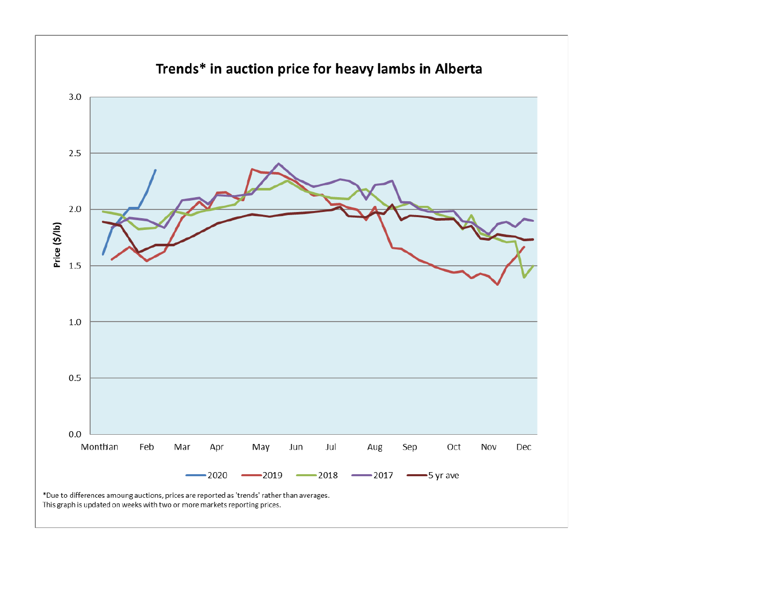## Trends* in auction price for heavy lambs in Alberta

Price ($/lb)

3.0
2.5
2.0
1.5
1.0
0.5
0.0

Month Jan Feb Mar Apr May Jun Jul Aug Sep Oct Nov Dec

2020 2019 2018 2017 5 yr ave

*Due to differences amoung auctions, prices are reported as 'trends' rather than averages.
This graph is updated on weeks with two or more markets reporting prices.